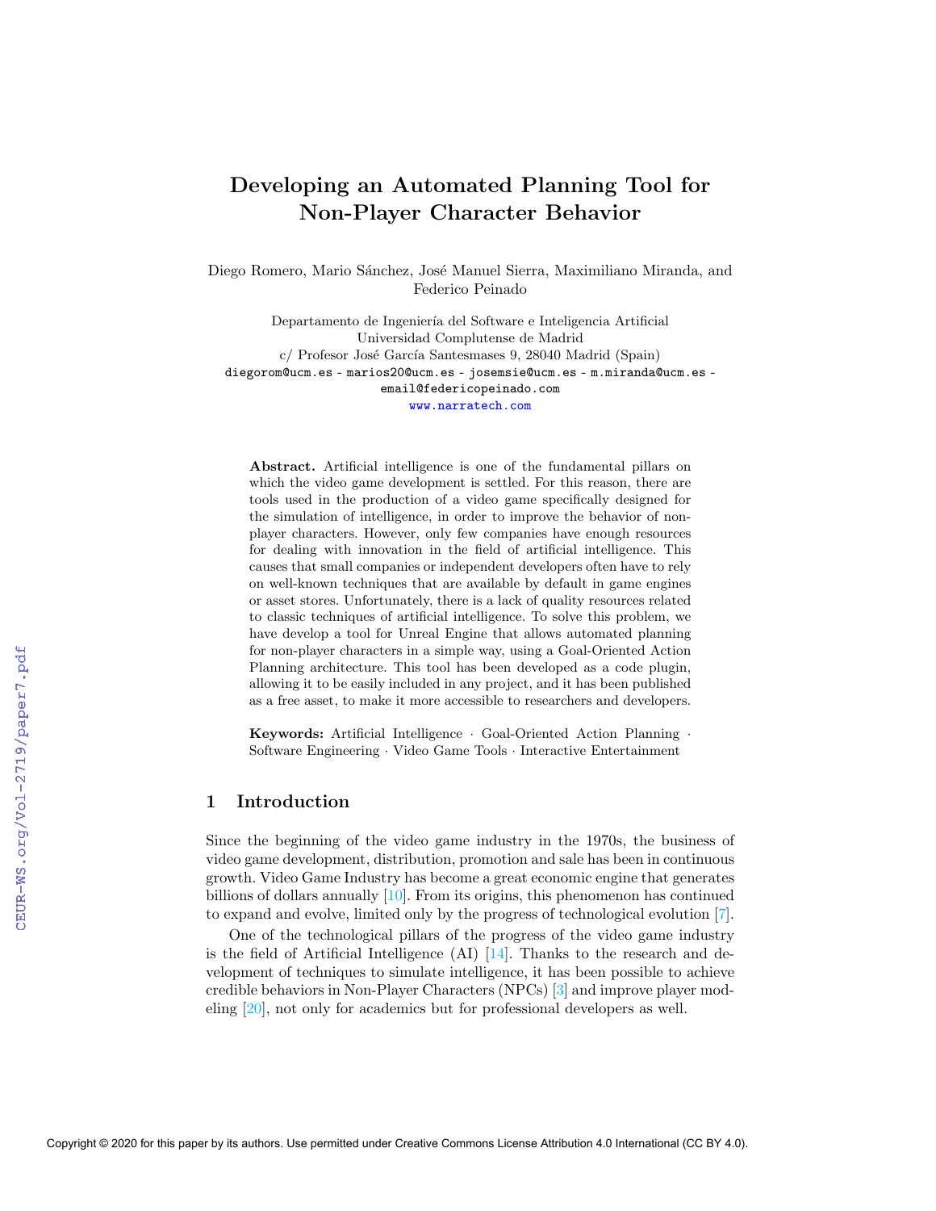# Developing an Automated Planning Tool for Non-Player Character Behavior

Diego Romero, Mario Sánchez, José Manuel Sierra, Maximiliano Miranda, and Federico Peinado

Departamento de Ingeniería del Software e Inteligencia Artificial
Universidad Complutense de Madrid
c/ Profesor José García Santesmases 9, 28040 Madrid (Spain)
diegorom@ucm.es - marios20@ucm.es - josemsie@ucm.es - m.miranda@ucm.es - email@federicopeinado.com
www.narratech.com

**Abstract.** Artificial intelligence is one of the fundamental pillars on which the video game development is settled. For this reason, there are tools used in the production of a video game specifically designed for the simulation of intelligence, in order to improve the behavior of non-player characters. However, only few companies have enough resources for dealing with innovation in the field of artificial intelligence. This causes that small companies or independent developers often have to rely on well-known techniques that are available by default in game engines or asset stores. Unfortunately, there is a lack of quality resources related to classic techniques of artificial intelligence. To solve this problem, we have develop a tool for Unreal Engine that allows automated planning for non-player characters in a simple way, using a Goal-Oriented Action Planning architecture. This tool has been developed as a code plugin, allowing it to be easily included in any project, and it has been published as a free asset, to make it more accessible to researchers and developers.

**Keywords:** Artificial Intelligence · Goal-Oriented Action Planning · Software Engineering · Video Game Tools · Interactive Entertainment

## 1 Introduction

Since the beginning of the video game industry in the 1970s, the business of video game development, distribution, promotion and sale has been in continuous growth. Video Game Industry has become a great economic engine that generates billions of dollars annually [10]. From its origins, this phenomenon has continued to expand and evolve, limited only by the progress of technological evolution [7].

One of the technological pillars of the progress of the video game industry is the field of Artificial Intelligence (AI) [14]. Thanks to the research and development of techniques to simulate intelligence, it has been possible to achieve credible behaviors in Non-Player Characters (NPCs) [3] and improve player modeling [20], not only for academics but for professional developers as well.

Copyright © 2020 for this paper by its authors. Use permitted under Creative Commons License Attribution 4.0 International (CC BY 4.0).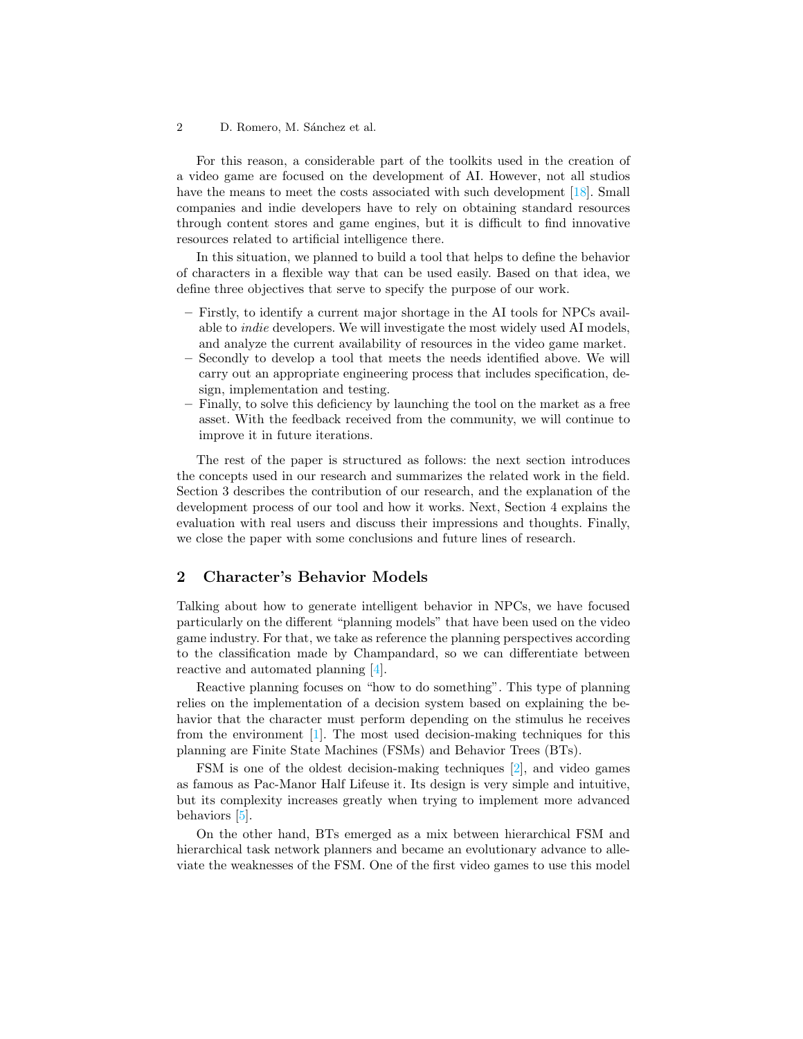For this reason, a considerable part of the toolkits used in the creation of a video game are focused on the development of AI. However, not all studios have the means to meet the costs associated with such development [18]. Small companies and indie developers have to rely on obtaining standard resources through content stores and game engines, but it is difficult to find innovative resources related to artificial intelligence there.

In this situation, we planned to build a tool that helps to define the behavior of characters in a flexible way that can be used easily. Based on that idea, we define three objectives that serve to specify the purpose of our work.

- Firstly, to identify a current major shortage in the AI tools for NPCs available to *indie* developers. We will investigate the most widely used AI models, and analyze the current availability of resources in the video game market.
- Secondly to develop a tool that meets the needs identified above. We will carry out an appropriate engineering process that includes specification, design, implementation and testing.
- Finally, to solve this deficiency by launching the tool on the market as a free asset. With the feedback received from the community, we will continue to improve it in future iterations.

The rest of the paper is structured as follows: the next section introduces the concepts used in our research and summarizes the related work in the field. Section 3 describes the contribution of our research, and the explanation of the development process of our tool and how it works. Next, Section 4 explains the evaluation with real users and discuss their impressions and thoughts. Finally, we close the paper with some conclusions and future lines of research.

## 2 Character's Behavior Models

Talking about how to generate intelligent behavior in NPCs, we have focused particularly on the different "planning models" that have been used on the video game industry. For that, we take as reference the planning perspectives according to the classification made by Champandard, so we can differentiate between reactive and automated planning [4].

Reactive planning focuses on "how to do something". This type of planning relies on the implementation of a decision system based on explaining the behavior that the character must perform depending on the stimulus he receives from the environment [1]. The most used decision-making techniques for this planning are Finite State Machines (FSMs) and Behavior Trees (BTs).

FSM is one of the oldest decision-making techniques [2], and video games as famous as Pac-Manor Half Lifeuse it. Its design is very simple and intuitive, but its complexity increases greatly when trying to implement more advanced behaviors [5].

On the other hand, BTs emerged as a mix between hierarchical FSM and hierarchical task network planners and became an evolutionary advance to alleviate the weaknesses of the FSM. One of the first video games to use this model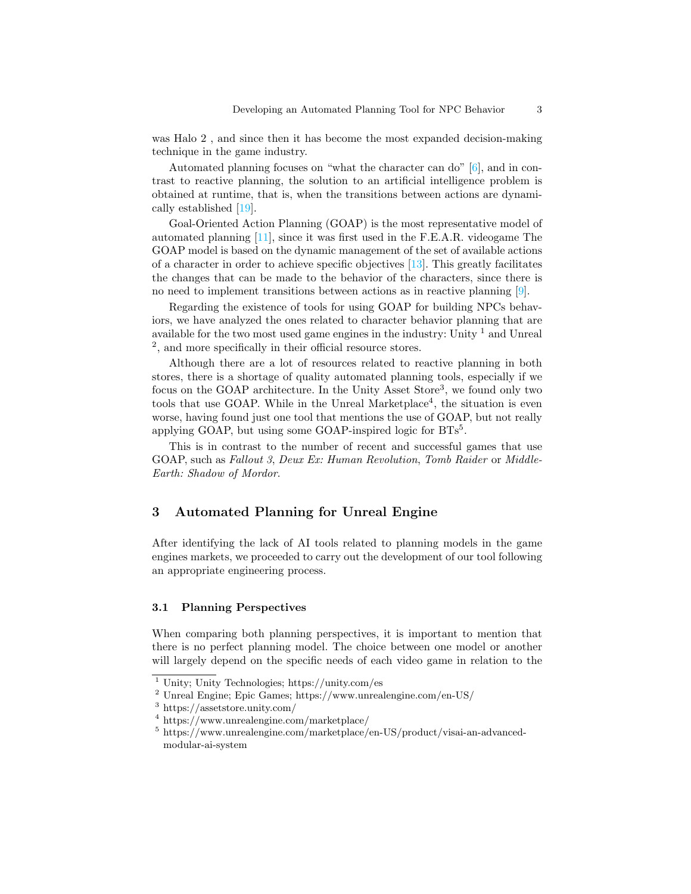was Halo 2 , and since then it has become the most expanded decision-making technique in the game industry.

Automated planning focuses on "what the character can do" [6], and in contrast to reactive planning, the solution to an artificial intelligence problem is obtained at runtime, that is, when the transitions between actions are dynamically established [19].

Goal-Oriented Action Planning (GOAP) is the most representative model of automated planning [11], since it was first used in the F.E.A.R. videogame The GOAP model is based on the dynamic management of the set of available actions of a character in order to achieve specific objectives [13]. This greatly facilitates the changes that can be made to the behavior of the characters, since there is no need to implement transitions between actions as in reactive planning [9].

Regarding the existence of tools for using GOAP for building NPCs behaviors, we have analyzed the ones related to character behavior planning that are available for the two most used game engines in the industry: Unity [1] and Unreal [2], and more specifically in their official resource stores.

Although there are a lot of resources related to reactive planning in both stores, there is a shortage of quality automated planning tools, especially if we focus on the GOAP architecture. In the Unity Asset Store[3], we found only two tools that use GOAP. While in the Unreal Marketplace[4], the situation is even worse, having found just one tool that mentions the use of GOAP, but not really applying GOAP, but using some GOAP-inspired logic for BTs[5].

This is in contrast to the number of recent and successful games that use GOAP, such as *Fallout 3*, *Deux Ex: Human Revolution*, *Tomb Raider* or *Middle-Earth: Shadow of Mordor*.

## 3 Automated Planning for Unreal Engine

After identifying the lack of AI tools related to planning models in the game engines markets, we proceeded to carry out the development of our tool following an appropriate engineering process.

### 3.1 Planning Perspectives

When comparing both planning perspectives, it is important to mention that there is no perfect planning model. The choice between one model or another will largely depend on the specific needs of each video game in relation to the

---

[1] Unity; Unity Technologies; https://unity.com/es

[2] Unreal Engine; Epic Games; https://www.unrealengine.com/en-US/

[3] https://assetstore.unity.com/

[4] https://www.unrealengine.com/marketplace/

[5] https://www.unrealengine.com/marketplace/en-US/product/visai-an-advanced-modular-ai-system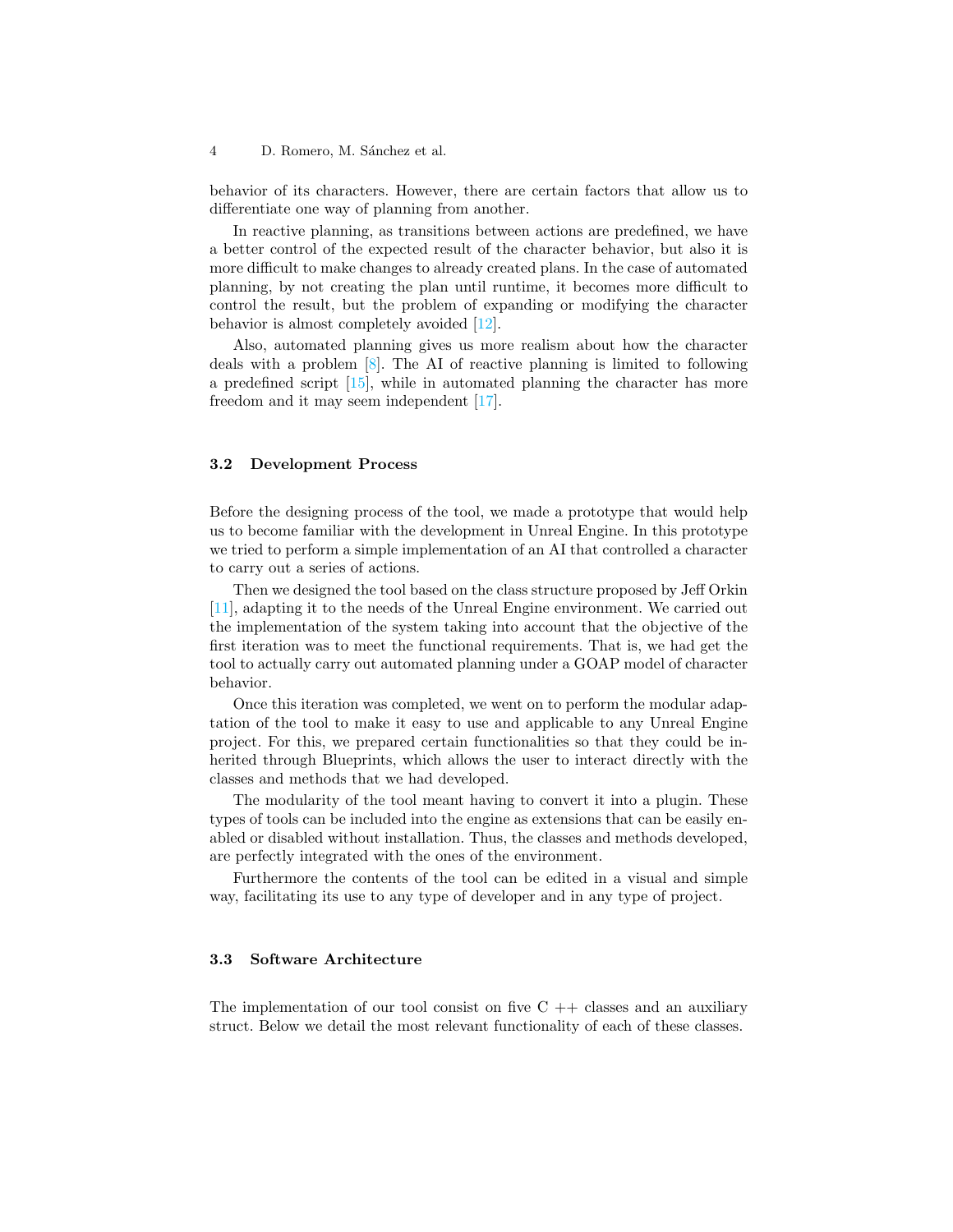behavior of its characters. However, there are certain factors that allow us to differentiate one way of planning from another.

In reactive planning, as transitions between actions are predefined, we have a better control of the expected result of the character behavior, but also it is more difficult to make changes to already created plans. In the case of automated planning, by not creating the plan until runtime, it becomes more difficult to control the result, but the problem of expanding or modifying the character behavior is almost completely avoided [12].

Also, automated planning gives us more realism about how the character deals with a problem [8]. The AI of reactive planning is limited to following a predefined script [15], while in automated planning the character has more freedom and it may seem independent [17].

### 3.2 Development Process

Before the designing process of the tool, we made a prototype that would help us to become familiar with the development in Unreal Engine. In this prototype we tried to perform a simple implementation of an AI that controlled a character to carry out a series of actions.

Then we designed the tool based on the class structure proposed by Jeff Orkin [11], adapting it to the needs of the Unreal Engine environment. We carried out the implementation of the system taking into account that the objective of the first iteration was to meet the functional requirements. That is, we had get the tool to actually carry out automated planning under a GOAP model of character behavior.

Once this iteration was completed, we went on to perform the modular adaptation of the tool to make it easy to use and applicable to any Unreal Engine project. For this, we prepared certain functionalities so that they could be inherited through Blueprints, which allows the user to interact directly with the classes and methods that we had developed.

The modularity of the tool meant having to convert it into a plugin. These types of tools can be included into the engine as extensions that can be easily enabled or disabled without installation. Thus, the classes and methods developed, are perfectly integrated with the ones of the environment.

Furthermore the contents of the tool can be edited in a visual and simple way, facilitating its use to any type of developer and in any type of project.

### 3.3 Software Architecture

The implementation of our tool consist on five C ++ classes and an auxiliary struct. Below we detail the most relevant functionality of each of these classes.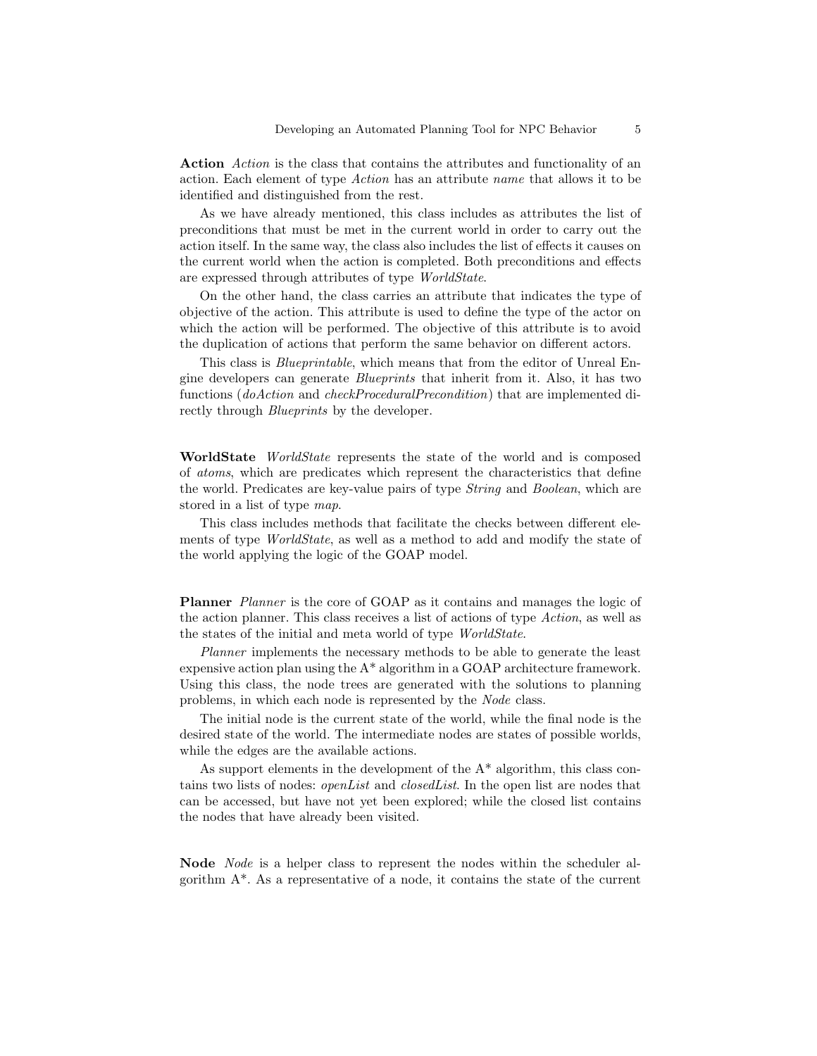**Action** *Action* is the class that contains the attributes and functionality of an action. Each element of type *Action* has an attribute *name* that allows it to be identified and distinguished from the rest.

As we have already mentioned, this class includes as attributes the list of preconditions that must be met in the current world in order to carry out the action itself. In the same way, the class also includes the list of effects it causes on the current world when the action is completed. Both preconditions and effects are expressed through attributes of type *WorldState*.

On the other hand, the class carries an attribute that indicates the type of objective of the action. This attribute is used to define the type of the actor on which the action will be performed. The objective of this attribute is to avoid the duplication of actions that perform the same behavior on different actors.

This class is *Blueprintable*, which means that from the editor of Unreal Engine developers can generate *Blueprints* that inherit from it. Also, it has two functions (*doAction* and *checkProceduralPrecondition*) that are implemented directly through *Blueprints* by the developer.

**WorldState** *WorldState* represents the state of the world and is composed of *atoms*, which are predicates which represent the characteristics that define the world. Predicates are key-value pairs of type *String* and *Boolean*, which are stored in a list of type *map*.

This class includes methods that facilitate the checks between different elements of type *WorldState*, as well as a method to add and modify the state of the world applying the logic of the GOAP model.

**Planner** *Planner* is the core of GOAP as it contains and manages the logic of the action planner. This class receives a list of actions of type *Action*, as well as the states of the initial and meta world of type *WorldState*.

*Planner* implements the necessary methods to be able to generate the least expensive action plan using the A* algorithm in a GOAP architecture framework. Using this class, the node trees are generated with the solutions to planning problems, in which each node is represented by the *Node* class.

The initial node is the current state of the world, while the final node is the desired state of the world. The intermediate nodes are states of possible worlds, while the edges are the available actions.

As support elements in the development of the A* algorithm, this class contains two lists of nodes: *openList* and *closedList*. In the open list are nodes that can be accessed, but have not yet been explored; while the closed list contains the nodes that have already been visited.

**Node** *Node* is a helper class to represent the nodes within the scheduler algorithm A*. As a representative of a node, it contains the state of the current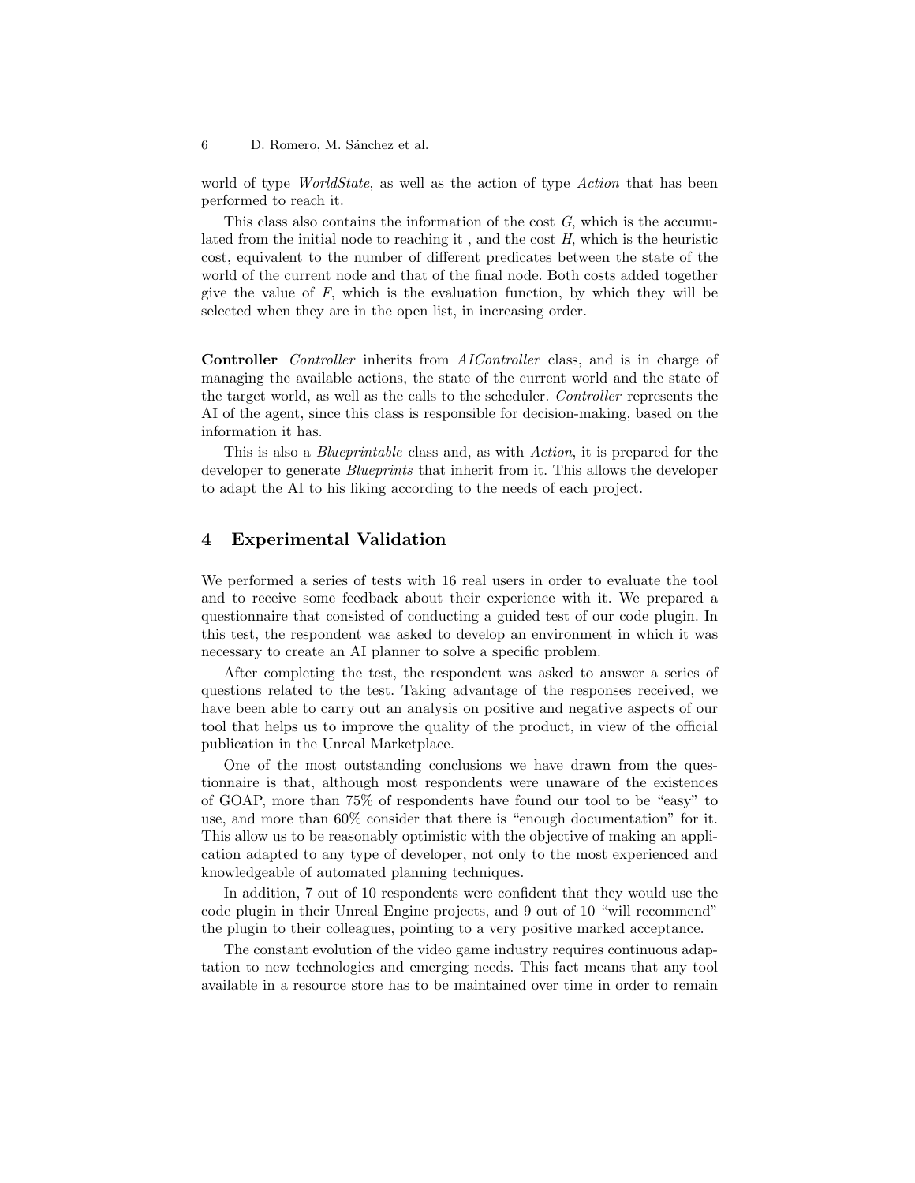world of type *WorldState*, as well as the action of type *Action* that has been performed to reach it.

This class also contains the information of the cost $G$, which is the accumulated from the initial node to reaching it , and the cost $H$, which is the heuristic cost, equivalent to the number of different predicates between the state of the world of the current node and that of the final node. Both costs added together give the value of $F$, which is the evaluation function, by which they will be selected when they are in the open list, in increasing order.

**Controller** *Controller* inherits from *AIController* class, and is in charge of managing the available actions, the state of the current world and the state of the target world, as well as the calls to the scheduler. *Controller* represents the AI of the agent, since this class is responsible for decision-making, based on the information it has.

This is also a *Blueprintable* class and, as with *Action*, it is prepared for the developer to generate *Blueprints* that inherit from it. This allows the developer to adapt the AI to his liking according to the needs of each project.

## 4 Experimental Validation

We performed a series of tests with 16 real users in order to evaluate the tool and to receive some feedback about their experience with it. We prepared a questionnaire that consisted of conducting a guided test of our code plugin. In this test, the respondent was asked to develop an environment in which it was necessary to create an AI planner to solve a specific problem.

After completing the test, the respondent was asked to answer a series of questions related to the test. Taking advantage of the responses received, we have been able to carry out an analysis on positive and negative aspects of our tool that helps us to improve the quality of the product, in view of the official publication in the Unreal Marketplace.

One of the most outstanding conclusions we have drawn from the questionnaire is that, although most respondents were unaware of the existences of GOAP, more than 75% of respondents have found our tool to be "easy" to use, and more than 60% consider that there is "enough documentation" for it. This allow us to be reasonably optimistic with the objective of making an application adapted to any type of developer, not only to the most experienced and knowledgeable of automated planning techniques.

In addition, 7 out of 10 respondents were confident that they would use the code plugin in their Unreal Engine projects, and 9 out of 10 "will recommend" the plugin to their colleagues, pointing to a very positive marked acceptance.

The constant evolution of the video game industry requires continuous adaptation to new technologies and emerging needs. This fact means that any tool available in a resource store has to be maintained over time in order to remain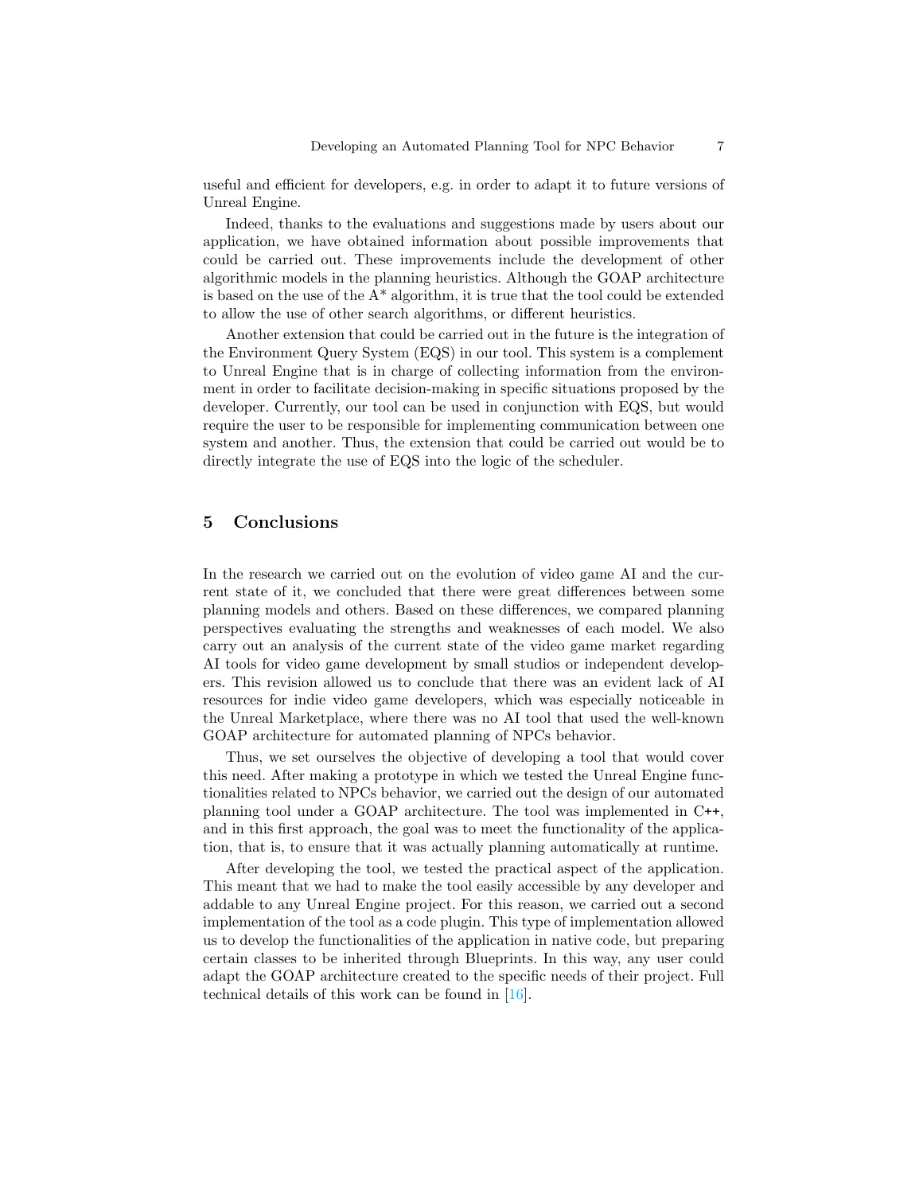useful and efficient for developers, e.g. in order to adapt it to future versions of Unreal Engine.

Indeed, thanks to the evaluations and suggestions made by users about our application, we have obtained information about possible improvements that could be carried out. These improvements include the development of other algorithmic models in the planning heuristics. Although the GOAP architecture is based on the use of the A* algorithm, it is true that the tool could be extended to allow the use of other search algorithms, or different heuristics.

Another extension that could be carried out in the future is the integration of the Environment Query System (EQS) in our tool. This system is a complement to Unreal Engine that is in charge of collecting information from the environment in order to facilitate decision-making in specific situations proposed by the developer. Currently, our tool can be used in conjunction with EQS, but would require the user to be responsible for implementing communication between one system and another. Thus, the extension that could be carried out would be to directly integrate the use of EQS into the logic of the scheduler.

## 5 Conclusions

In the research we carried out on the evolution of video game AI and the current state of it, we concluded that there were great differences between some planning models and others. Based on these differences, we compared planning perspectives evaluating the strengths and weaknesses of each model. We also carry out an analysis of the current state of the video game market regarding AI tools for video game development by small studios or independent developers. This revision allowed us to conclude that there was an evident lack of AI resources for indie video game developers, which was especially noticeable in the Unreal Marketplace, where there was no AI tool that used the well-known GOAP architecture for automated planning of NPCs behavior.

Thus, we set ourselves the objective of developing a tool that would cover this need. After making a prototype in which we tested the Unreal Engine functionalities related to NPCs behavior, we carried out the design of our automated planning tool under a GOAP architecture. The tool was implemented in C++, and in this first approach, the goal was to meet the functionality of the application, that is, to ensure that it was actually planning automatically at runtime.

After developing the tool, we tested the practical aspect of the application. This meant that we had to make the tool easily accessible by any developer and addable to any Unreal Engine project. For this reason, we carried out a second implementation of the tool as a code plugin. This type of implementation allowed us to develop the functionalities of the application in native code, but preparing certain classes to be inherited through Blueprints. In this way, any user could adapt the GOAP architecture created to the specific needs of their project. Full technical details of this work can be found in [16].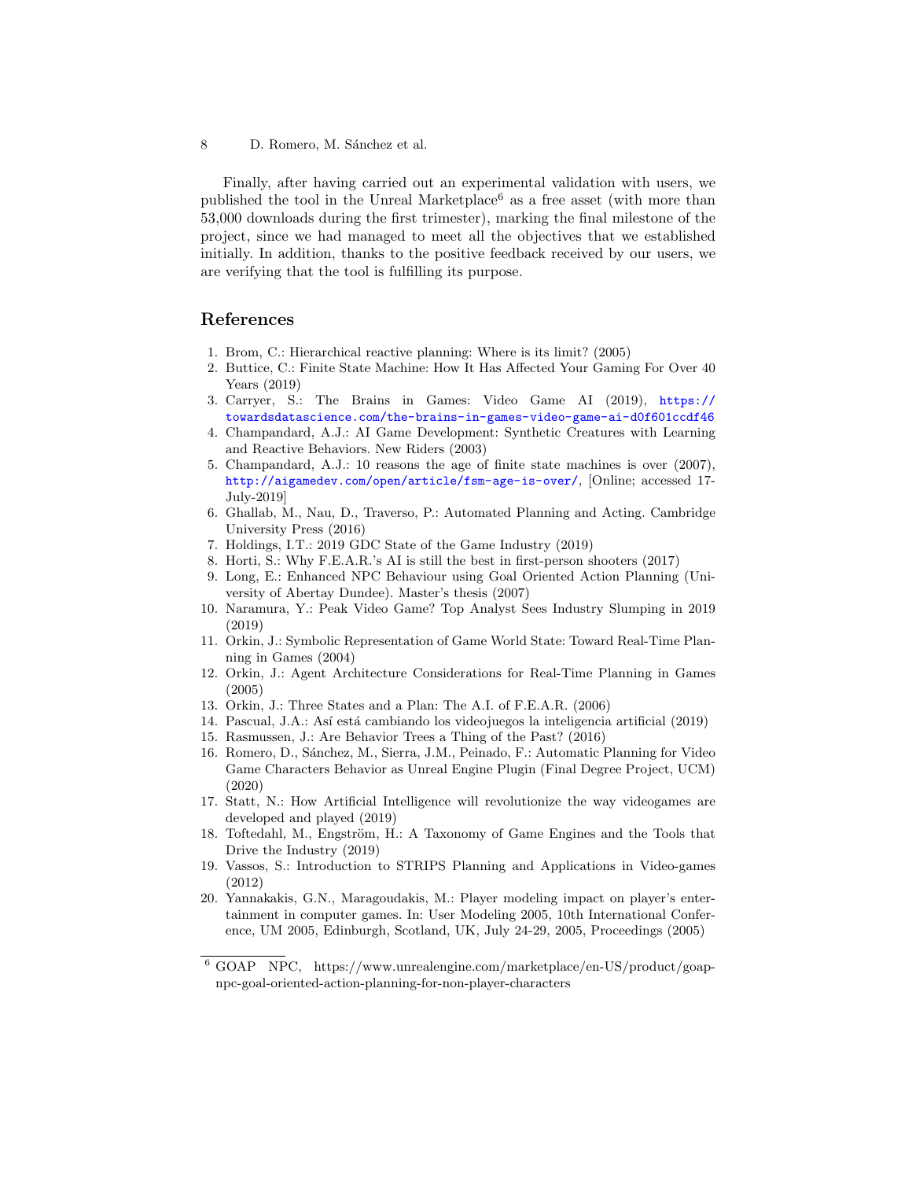Finally, after having carried out an experimental validation with users, we published the tool in the Unreal Marketplace[6] as a free asset (with more than 53,000 downloads during the first trimester), marking the final milestone of the project, since we had managed to meet all the objectives that we established initially. In addition, thanks to the positive feedback received by our users, we are verifying that the tool is fulfilling its purpose.

## References

1. Brom, C.: Hierarchical reactive planning: Where is its limit? (2005)
2. Buttice, C.: Finite State Machine: How It Has Affected Your Gaming For Over 40 Years (2019)
3. Carryer, S.: The Brains in Games: Video Game AI (2019), https://towardsdatascience.com/the-brains-in-games-video-game-ai-d0f601ccdf46
4. Champandard, A.J.: AI Game Development: Synthetic Creatures with Learning and Reactive Behaviors. New Riders (2003)
5. Champandard, A.J.: 10 reasons the age of finite state machines is over (2007), http://aigamedev.com/open/article/fsm-age-is-over/, [Online; accessed 17-July-2019]
6. Ghallab, M., Nau, D., Traverso, P.: Automated Planning and Acting. Cambridge University Press (2016)
7. Holdings, I.T.: 2019 GDC State of the Game Industry (2019)
8. Horti, S.: Why F.E.A.R.'s AI is still the best in first-person shooters (2017)
9. Long, E.: Enhanced NPC Behaviour using Goal Oriented Action Planning (University of Abertay Dundee). Master's thesis (2007)
10. Naramura, Y.: Peak Video Game? Top Analyst Sees Industry Slumping in 2019 (2019)
11. Orkin, J.: Symbolic Representation of Game World State: Toward Real-Time Planning in Games (2004)
12. Orkin, J.: Agent Architecture Considerations for Real-Time Planning in Games (2005)
13. Orkin, J.: Three States and a Plan: The A.I. of F.E.A.R. (2006)
14. Pascual, J.A.: Así está cambiando los videojuegos la inteligencia artificial (2019)
15. Rasmussen, J.: Are Behavior Trees a Thing of the Past? (2016)
16. Romero, D., Sánchez, M., Sierra, J.M., Peinado, F.: Automatic Planning for Video Game Characters Behavior as Unreal Engine Plugin (Final Degree Project, UCM) (2020)
17. Statt, N.: How Artificial Intelligence will revolutionize the way videogames are developed and played (2019)
18. Toftedahl, M., Engström, H.: A Taxonomy of Game Engines and the Tools that Drive the Industry (2019)
19. Vassos, S.: Introduction to STRIPS Planning and Applications in Video-games (2012)
20. Yannakakis, G.N., Maragoudakis, M.: Player modeling impact on player's entertainment in computer games. In: User Modeling 2005, 10th International Conference, UM 2005, Edinburgh, Scotland, UK, July 24-29, 2005, Proceedings (2005)

[6] GOAP NPC, https://www.unrealengine.com/marketplace/en-US/product/goap-npc-goal-oriented-action-planning-for-non-player-characters